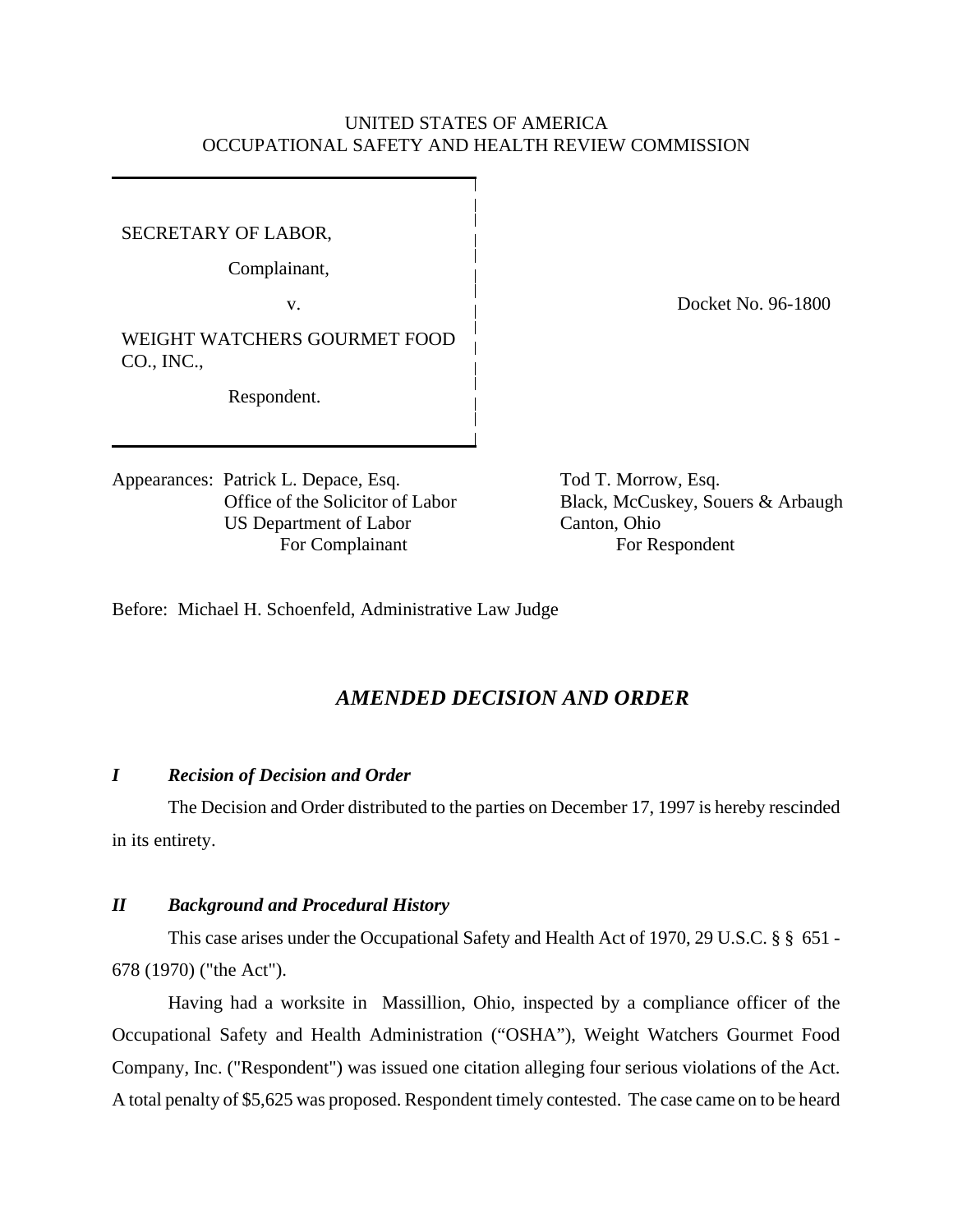UNITED STATES OF AMERICA
OCCUPATIONAL SAFETY AND HEALTH REVIEW COMMISSION

SECRETARY OF LABOR,

Complainant,

v.

WEIGHT WATCHERS GOURMET FOOD CO., INC.,

Respondent.

Docket No. 96-1800

Appearances: Patrick L. Depace, Esq.
Office of the Solicitor of Labor
US Department of Labor
For Complainant

Tod T. Morrow, Esq.
Black, McCuskey, Souers & Arbaugh
Canton, Ohio
For Respondent

Before: Michael H. Schoenfeld, Administrative Law Judge

# *AMENDED DECISION AND ORDER*

## *I Recision of Decision and Order*

The Decision and Order distributed to the parties on December 17, 1997 is hereby rescinded in its entirety.

## *II Background and Procedural History*

This case arises under the Occupational Safety and Health Act of 1970, 29 U.S.C. § § 651 - 678 (1970) ("the Act").

Having had a worksite in Massillion, Ohio, inspected by a compliance officer of the Occupational Safety and Health Administration ("OSHA"), Weight Watchers Gourmet Food Company, Inc. ("Respondent") was issued one citation alleging four serious violations of the Act. A total penalty of $5,625 was proposed. Respondent timely contested. The case came on to be heard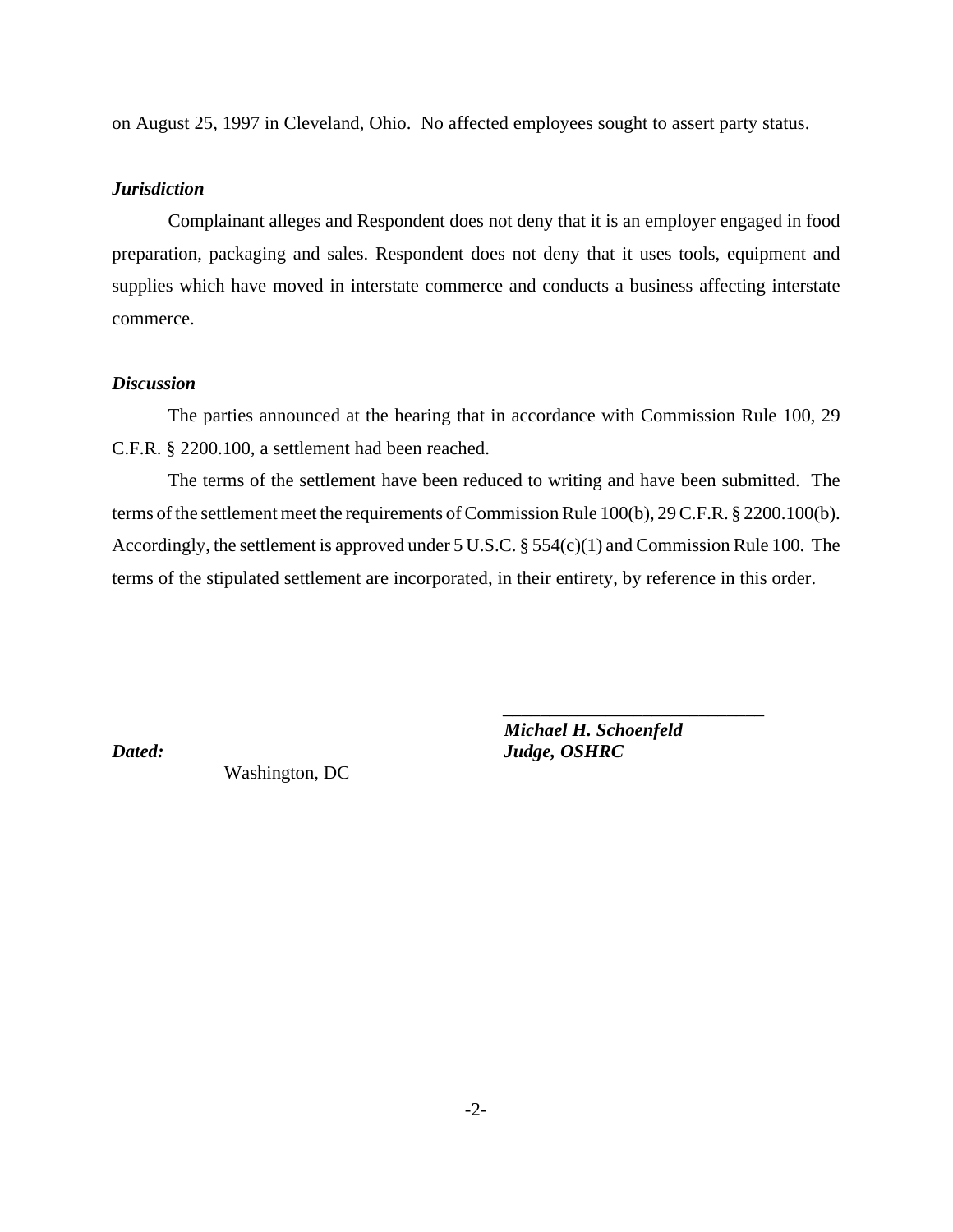on August 25, 1997 in Cleveland, Ohio. No affected employees sought to assert party status.

***Jurisdiction***

Complainant alleges and Respondent does not deny that it is an employer engaged in food preparation, packaging and sales. Respondent does not deny that it uses tools, equipment and supplies which have moved in interstate commerce and conducts a business affecting interstate commerce.

***Discussion***

The parties announced at the hearing that in accordance with Commission Rule 100, 29 C.F.R. § 2200.100, a settlement had been reached.

The terms of the settlement have been reduced to writing and have been submitted. The terms of the settlement meet the requirements of Commission Rule 100(b), 29 C.F.R. § 2200.100(b). Accordingly, the settlement is approved under 5 U.S.C. § 554(c)(1) and Commission Rule 100. The terms of the stipulated settlement are incorporated, in their entirety, by reference in this order.

\_\_\_\_\_\_\_\_\_\_\_\_\_\_\_\_\_\_\_\_\_\_\_\_\_\_\_\_

***Michael H. Schoenfeld***
***Judge, OSHRC***

***Dated:***
Washington, DC